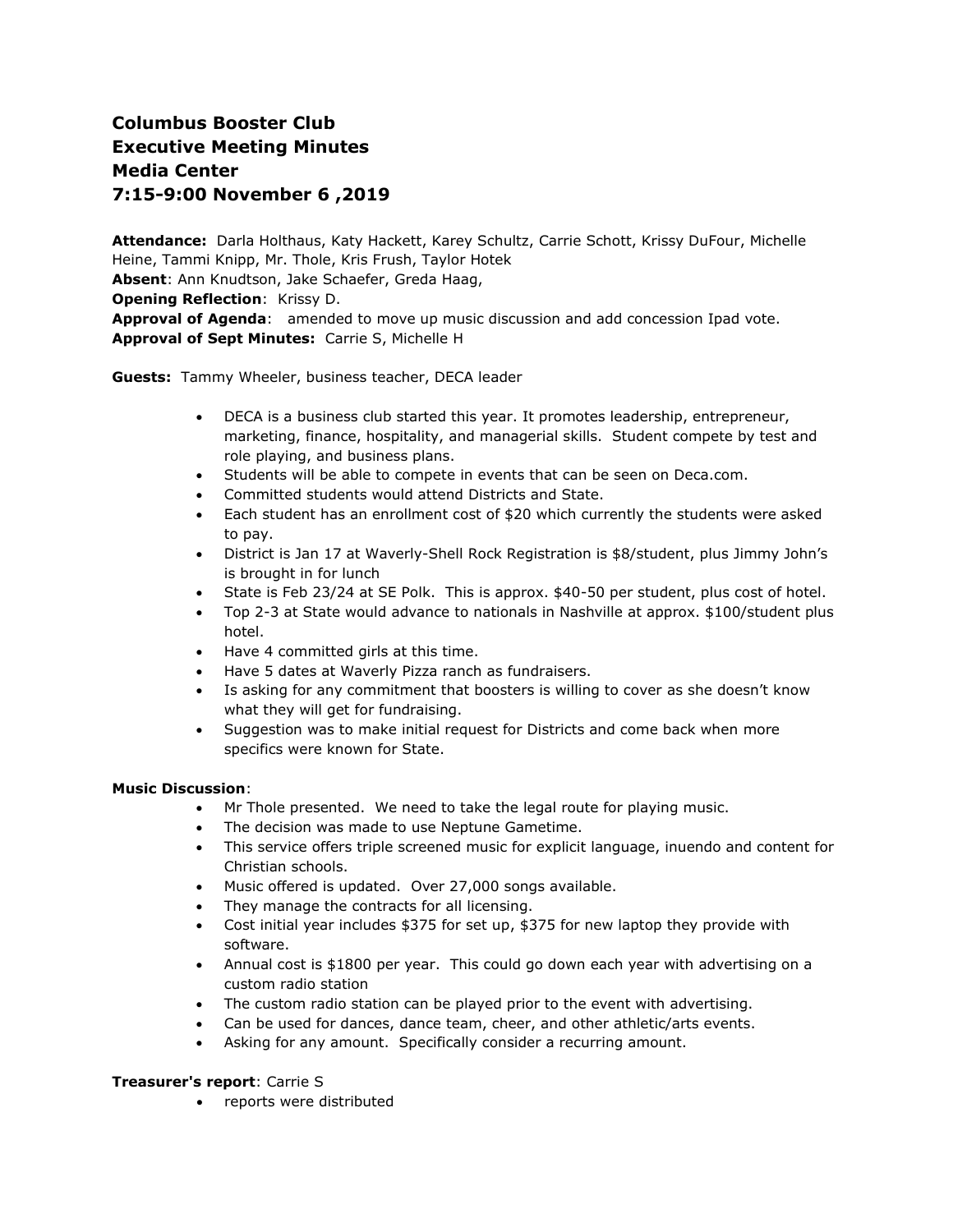# Columbus Booster Club
# Executive Meeting Minutes
# Media Center
# 7:15-9:00 November 6 ,2019

**Attendance:** Darla Holthaus, Katy Hackett, Karey Schultz, Carrie Schott, Krissy DuFour, Michelle Heine, Tammi Knipp, Mr. Thole, Kris Frush, Taylor Hotek
**Absent**: Ann Knudtson, Jake Schaefer, Greda Haag,
**Opening Reflection**: Krissy D.
**Approval of Agenda**: amended to move up music discussion and add concession Ipad vote.
**Approval of Sept Minutes:** Carrie S, Michelle H

**Guests:** Tammy Wheeler, business teacher, DECA leader

- DECA is a business club started this year. It promotes leadership, entrepreneur, marketing, finance, hospitality, and managerial skills. Student compete by test and role playing, and business plans.
- Students will be able to compete in events that can be seen on Deca.com.
- Committed students would attend Districts and State.
- Each student has an enrollment cost of $20 which currently the students were asked to pay.
- District is Jan 17 at Waverly-Shell Rock Registration is $8/student, plus Jimmy John's is brought in for lunch
- State is Feb 23/24 at SE Polk. This is approx. $40-50 per student, plus cost of hotel.
- Top 2-3 at State would advance to nationals in Nashville at approx. $100/student plus hotel.
- Have 4 committed girls at this time.
- Have 5 dates at Waverly Pizza ranch as fundraisers.
- Is asking for any commitment that boosters is willing to cover as she doesn't know what they will get for fundraising.
- Suggestion was to make initial request for Districts and come back when more specifics were known for State.

**Music Discussion**:

- Mr Thole presented. We need to take the legal route for playing music.
- The decision was made to use Neptune Gametime.
- This service offers triple screened music for explicit language, inuendo and content for Christian schools.
- Music offered is updated. Over 27,000 songs available.
- They manage the contracts for all licensing.
- Cost initial year includes $375 for set up, $375 for new laptop they provide with software.
- Annual cost is $1800 per year. This could go down each year with advertising on a custom radio station
- The custom radio station can be played prior to the event with advertising.
- Can be used for dances, dance team, cheer, and other athletic/arts events.
- Asking for any amount. Specifically consider a recurring amount.

**Treasurer's report**: Carrie S

- reports were distributed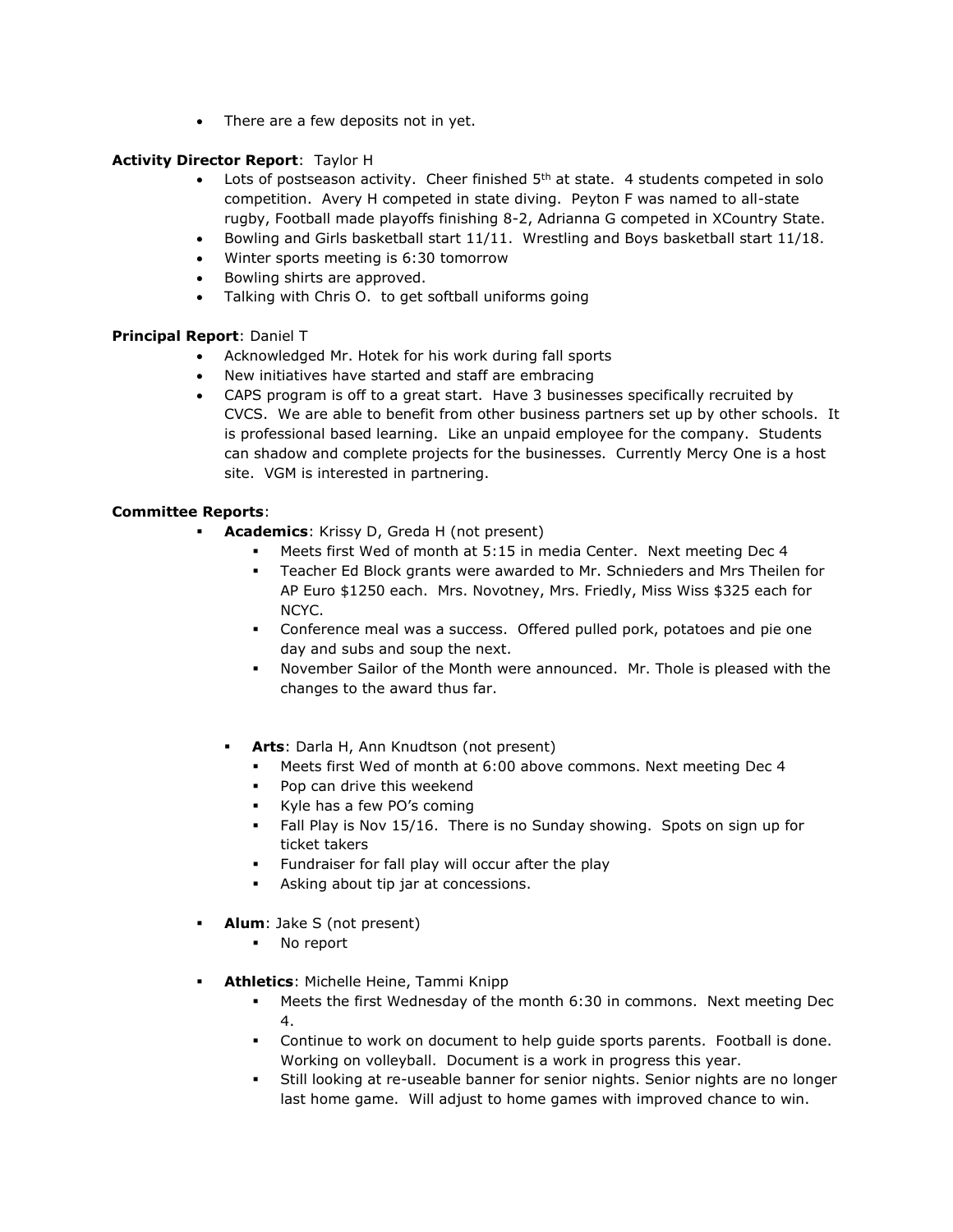- There are a few deposits not in yet.

**Activity Director Report**: Taylor H

- Lots of postseason activity. Cheer finished 5th at state. 4 students competed in solo competition. Avery H competed in state diving. Peyton F was named to all-state rugby, Football made playoffs finishing 8-2, Adrianna G competed in XCountry State.
- Bowling and Girls basketball start 11/11. Wrestling and Boys basketball start 11/18.
- Winter sports meeting is 6:30 tomorrow
- Bowling shirts are approved.
- Talking with Chris O. to get softball uniforms going

**Principal Report**: Daniel T

- Acknowledged Mr. Hotek for his work during fall sports
- New initiatives have started and staff are embracing
- CAPS program is off to a great start. Have 3 businesses specifically recruited by CVCS. We are able to benefit from other business partners set up by other schools. It is professional based learning. Like an unpaid employee for the company. Students can shadow and complete projects for the businesses. Currently Mercy One is a host site. VGM is interested in partnering.

**Committee Reports**:

- **Academics**: Krissy D, Greda H (not present)
  - Meets first Wed of month at 5:15 in media Center. Next meeting Dec 4
  - Teacher Ed Block grants were awarded to Mr. Schnieders and Mrs Theilen for AP Euro $1250 each. Mrs. Novotney, Mrs. Friedly, Miss Wiss $325 each for NCYC.
  - Conference meal was a success. Offered pulled pork, potatoes and pie one day and subs and soup the next.
  - November Sailor of the Month were announced. Mr. Thole is pleased with the changes to the award thus far.

- **Arts**: Darla H, Ann Knudtson (not present)
  - Meets first Wed of month at 6:00 above commons. Next meeting Dec 4
  - Pop can drive this weekend
  - Kyle has a few PO's coming
  - Fall Play is Nov 15/16. There is no Sunday showing. Spots on sign up for ticket takers
  - Fundraiser for fall play will occur after the play
  - Asking about tip jar at concessions.

- **Alum**: Jake S (not present)
  - No report

- **Athletics**: Michelle Heine, Tammi Knipp
  - Meets the first Wednesday of the month 6:30 in commons. Next meeting Dec 4.
  - Continue to work on document to help guide sports parents. Football is done. Working on volleyball. Document is a work in progress this year.
  - Still looking at re-useable banner for senior nights. Senior nights are no longer last home game. Will adjust to home games with improved chance to win.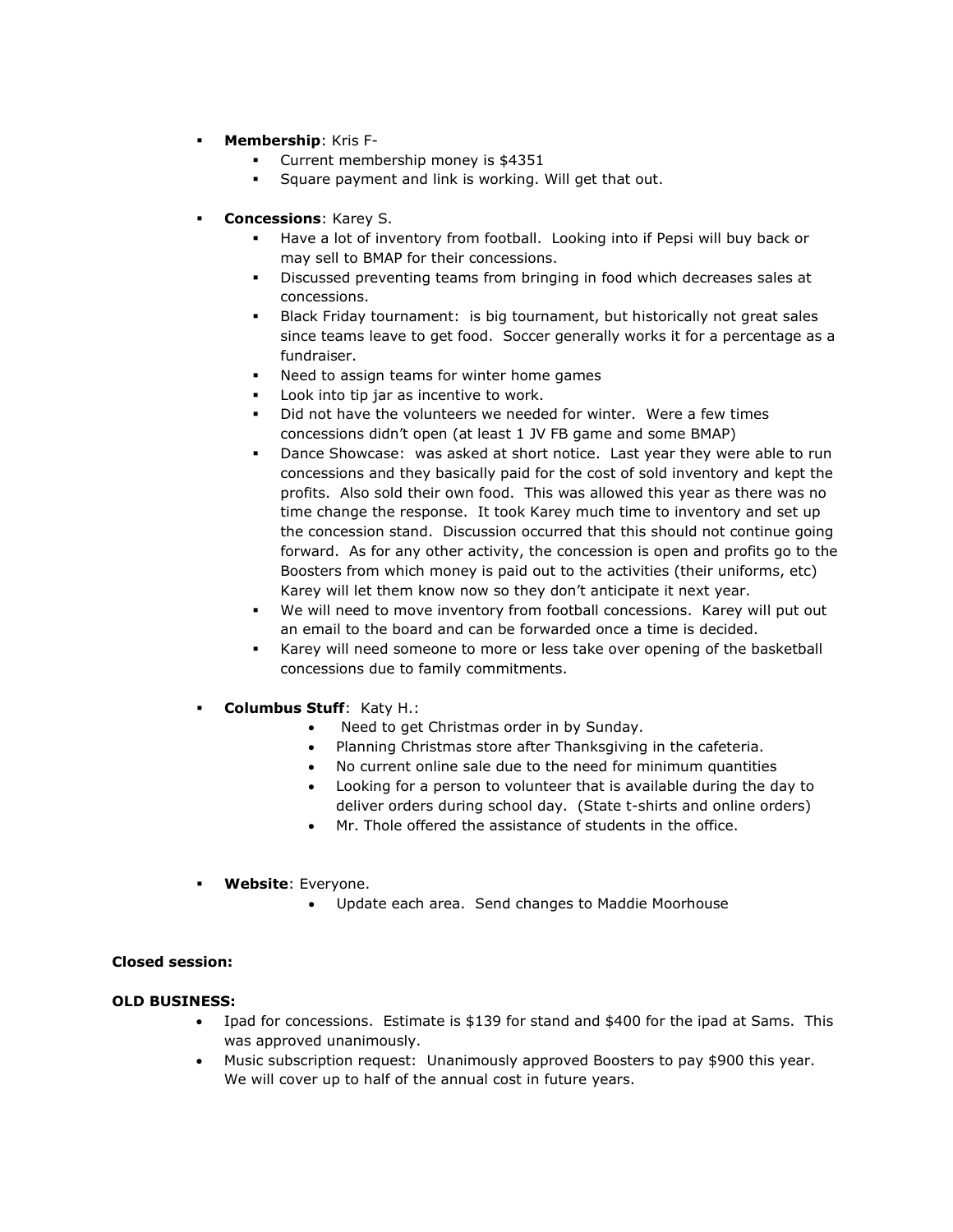- **Membership**: Kris F-
  - Current membership money is $4351
  - Square payment and link is working. Will get that out.

- **Concessions**: Karey S.
  - Have a lot of inventory from football. Looking into if Pepsi will buy back or may sell to BMAP for their concessions.
  - Discussed preventing teams from bringing in food which decreases sales at concessions.
  - Black Friday tournament: is big tournament, but historically not great sales since teams leave to get food. Soccer generally works it for a percentage as a fundraiser.
  - Need to assign teams for winter home games
  - Look into tip jar as incentive to work.
  - Did not have the volunteers we needed for winter. Were a few times concessions didn't open (at least 1 JV FB game and some BMAP)
  - Dance Showcase: was asked at short notice. Last year they were able to run concessions and they basically paid for the cost of sold inventory and kept the profits. Also sold their own food. This was allowed this year as there was no time change the response. It took Karey much time to inventory and set up the concession stand. Discussion occurred that this should not continue going forward. As for any other activity, the concession is open and profits go to the Boosters from which money is paid out to the activities (their uniforms, etc) Karey will let them know now so they don't anticipate it next year.
  - We will need to move inventory from football concessions. Karey will put out an email to the board and can be forwarded once a time is decided.
  - Karey will need someone to more or less take over opening of the basketball concessions due to family commitments.

- **Columbus Stuff**: Katy H.:
  - Need to get Christmas order in by Sunday.
  - Planning Christmas store after Thanksgiving in the cafeteria.
  - No current online sale due to the need for minimum quantities
  - Looking for a person to volunteer that is available during the day to deliver orders during school day. (State t-shirts and online orders)
  - Mr. Thole offered the assistance of students in the office.

- **Website**: Everyone.
  - Update each area. Send changes to Maddie Moorhouse

**Closed session:**

**OLD BUSINESS:**

- Ipad for concessions. Estimate is $139 for stand and $400 for the ipad at Sams. This was approved unanimously.
- Music subscription request: Unanimously approved Boosters to pay $900 this year. We will cover up to half of the annual cost in future years.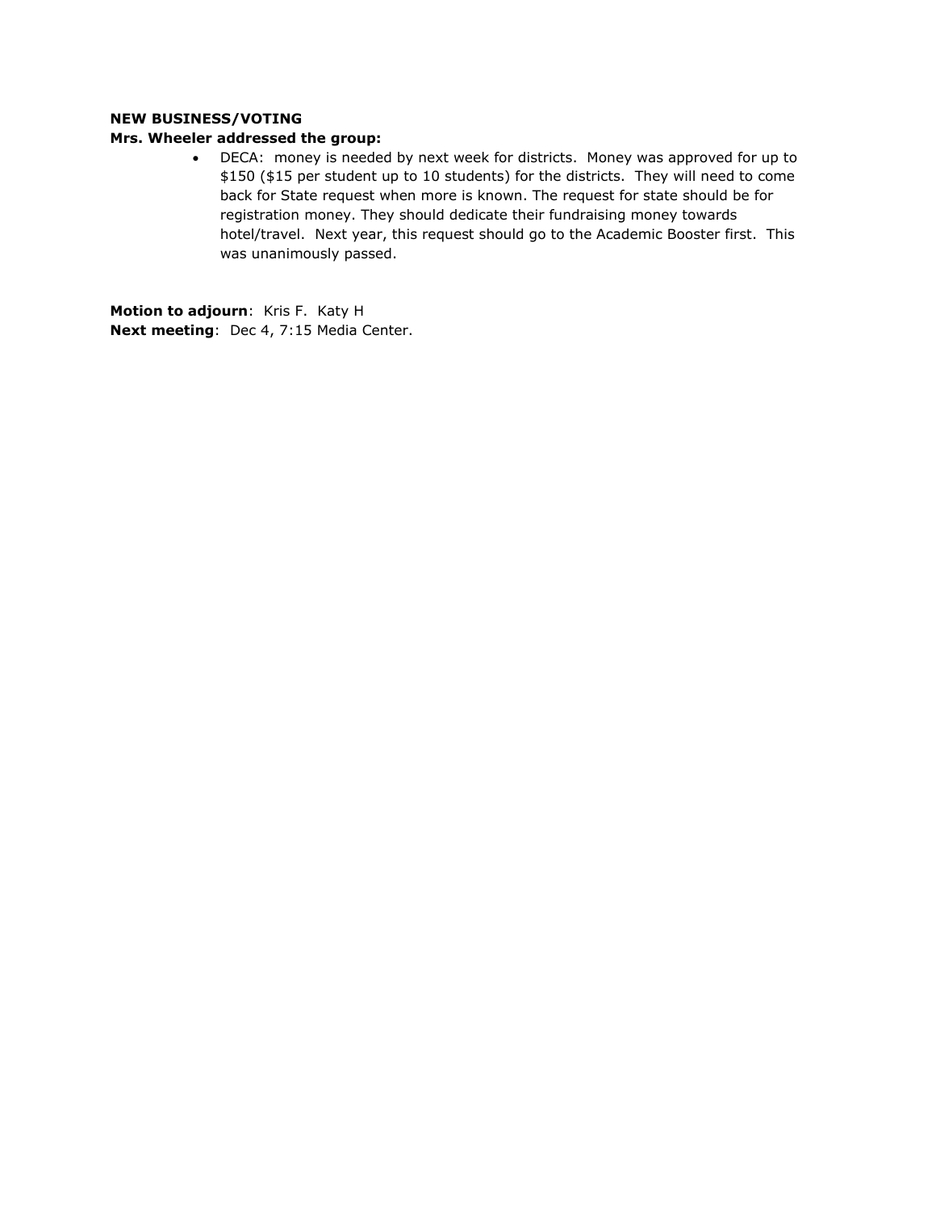**NEW BUSINESS/VOTING**

**Mrs. Wheeler addressed the group:**

- DECA: money is needed by next week for districts. Money was approved for up to $150 ($15 per student up to 10 students) for the districts. They will need to come back for State request when more is known. The request for state should be for registration money. They should dedicate their fundraising money towards hotel/travel. Next year, this request should go to the Academic Booster first. This was unanimously passed.

**Motion to adjourn**: Kris F. Katy H

**Next meeting**: Dec 4, 7:15 Media Center.